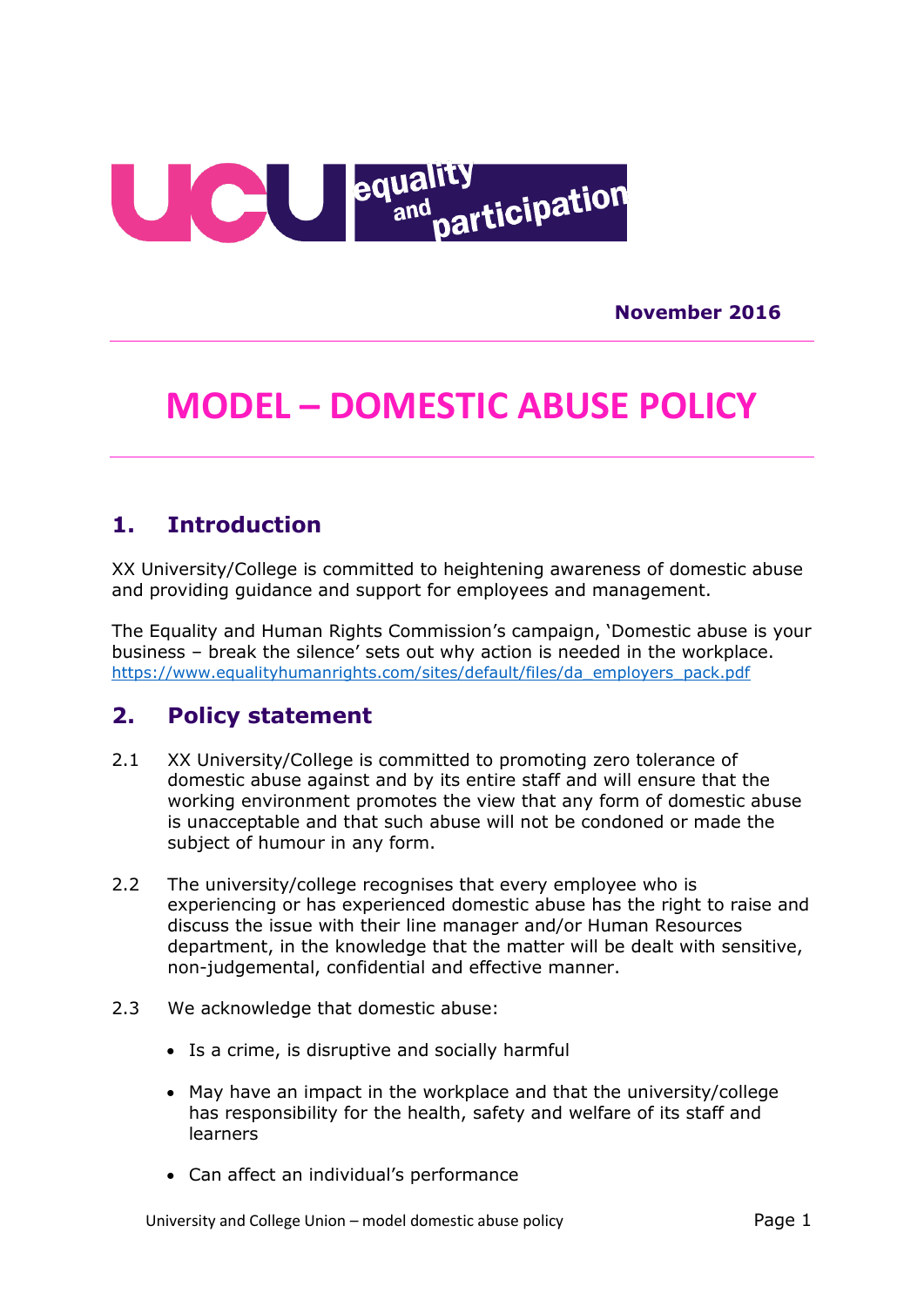November 2016

# MODEL – DOMESTIC ABUSE POLICY

## 1. Introduction

XX University/College is committed to heightening awareness of domestic abuse and providing guidance and support for employees and management.

The Equality and Human Rights Commission's campaign, 'Domestic abuse is your business – break the silence' sets out why action is needed in the workplace. https://www.equalityhumanrights.com/sites/default/files/da_employers_pack.pdf

## 2. Policy statement

2.1 XX University/College is committed to promoting zero tolerance of domestic abuse against and by its entire staff and will ensure that the working environment promotes the view that any form of domestic abuse is unacceptable and that such abuse will not be condoned or made the subject of humour in any form.

2.2 The university/college recognises that every employee who is experiencing or has experienced domestic abuse has the right to raise and discuss the issue with their line manager and/or Human Resources department, in the knowledge that the matter will be dealt with sensitive, non-judgemental, confidential and effective manner.

2.3 We acknowledge that domestic abuse:

- Is a crime, is disruptive and socially harmful
- May have an impact in the workplace and that the university/college has responsibility for the health, safety and welfare of its staff and learners
- Can affect an individual's performance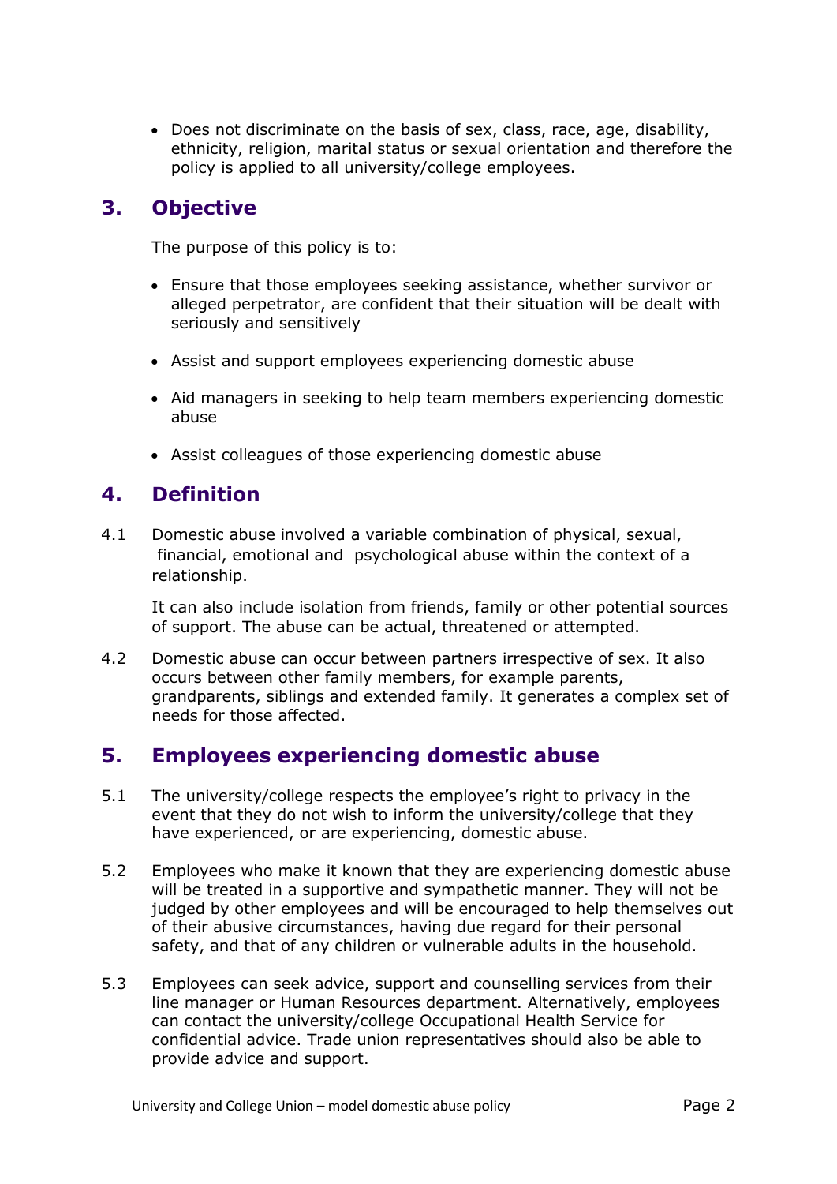- Does not discriminate on the basis of sex, class, race, age, disability, ethnicity, religion, marital status or sexual orientation and therefore the policy is applied to all university/college employees.

## 3. Objective

The purpose of this policy is to:

- Ensure that those employees seeking assistance, whether survivor or alleged perpetrator, are confident that their situation will be dealt with seriously and sensitively
- Assist and support employees experiencing domestic abuse
- Aid managers in seeking to help team members experiencing domestic abuse
- Assist colleagues of those experiencing domestic abuse

## 4. Definition

4.1 Domestic abuse involved a variable combination of physical, sexual, financial, emotional and psychological abuse within the context of a relationship.

It can also include isolation from friends, family or other potential sources of support. The abuse can be actual, threatened or attempted.

4.2 Domestic abuse can occur between partners irrespective of sex. It also occurs between other family members, for example parents, grandparents, siblings and extended family. It generates a complex set of needs for those affected.

## 5. Employees experiencing domestic abuse

5.1 The university/college respects the employee's right to privacy in the event that they do not wish to inform the university/college that they have experienced, or are experiencing, domestic abuse.

5.2 Employees who make it known that they are experiencing domestic abuse will be treated in a supportive and sympathetic manner. They will not be judged by other employees and will be encouraged to help themselves out of their abusive circumstances, having due regard for their personal safety, and that of any children or vulnerable adults in the household.

5.3 Employees can seek advice, support and counselling services from their line manager or Human Resources department. Alternatively, employees can contact the university/college Occupational Health Service for confidential advice. Trade union representatives should also be able to provide advice and support.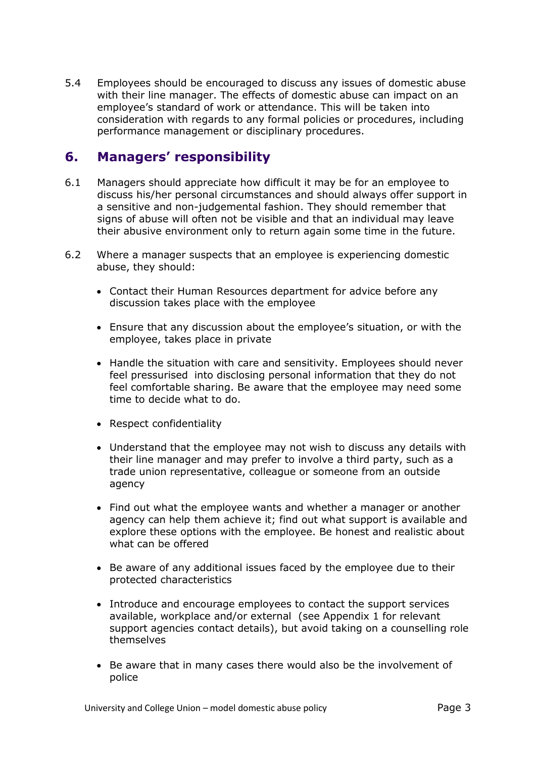5.4 Employees should be encouraged to discuss any issues of domestic abuse with their line manager. The effects of domestic abuse can impact on an employee's standard of work or attendance. This will be taken into consideration with regards to any formal policies or procedures, including performance management or disciplinary procedures.

## 6. Managers' responsibility

6.1 Managers should appreciate how difficult it may be for an employee to discuss his/her personal circumstances and should always offer support in a sensitive and non-judgemental fashion. They should remember that signs of abuse will often not be visible and that an individual may leave their abusive environment only to return again some time in the future.

6.2 Where a manager suspects that an employee is experiencing domestic abuse, they should:

- Contact their Human Resources department for advice before any discussion takes place with the employee
- Ensure that any discussion about the employee's situation, or with the employee, takes place in private
- Handle the situation with care and sensitivity. Employees should never feel pressurised into disclosing personal information that they do not feel comfortable sharing. Be aware that the employee may need some time to decide what to do.
- Respect confidentiality
- Understand that the employee may not wish to discuss any details with their line manager and may prefer to involve a third party, such as a trade union representative, colleague or someone from an outside agency
- Find out what the employee wants and whether a manager or another agency can help them achieve it; find out what support is available and explore these options with the employee. Be honest and realistic about what can be offered
- Be aware of any additional issues faced by the employee due to their protected characteristics
- Introduce and encourage employees to contact the support services available, workplace and/or external (see Appendix 1 for relevant support agencies contact details), but avoid taking on a counselling role themselves
- Be aware that in many cases there would also be the involvement of police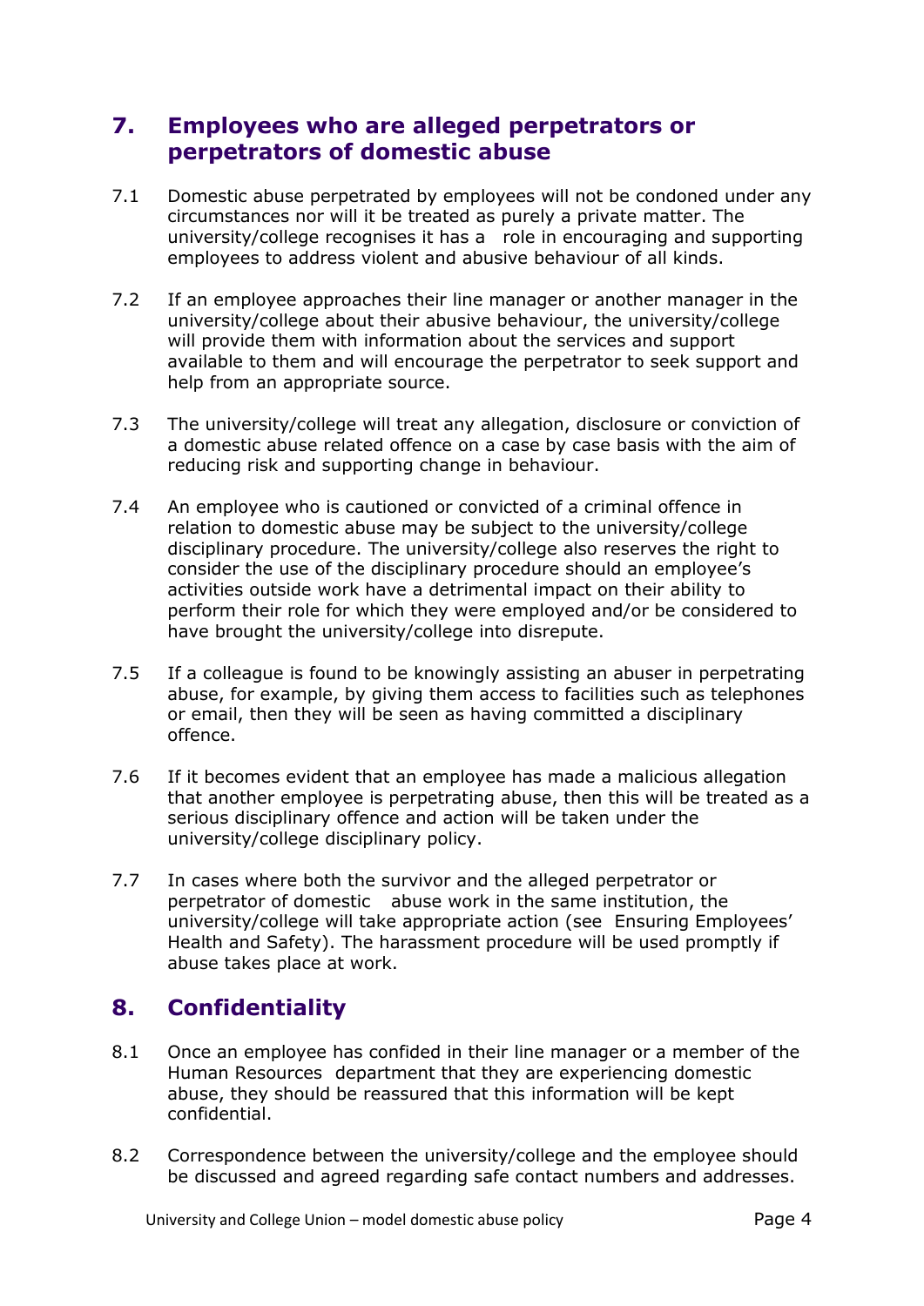## 7. Employees who are alleged perpetrators or perpetrators of domestic abuse

7.1 Domestic abuse perpetrated by employees will not be condoned under any circumstances nor will it be treated as purely a private matter. The university/college recognises it has a role in encouraging and supporting employees to address violent and abusive behaviour of all kinds.

7.2 If an employee approaches their line manager or another manager in the university/college about their abusive behaviour, the university/college will provide them with information about the services and support available to them and will encourage the perpetrator to seek support and help from an appropriate source.

7.3 The university/college will treat any allegation, disclosure or conviction of a domestic abuse related offence on a case by case basis with the aim of reducing risk and supporting change in behaviour.

7.4 An employee who is cautioned or convicted of a criminal offence in relation to domestic abuse may be subject to the university/college disciplinary procedure. The university/college also reserves the right to consider the use of the disciplinary procedure should an employee's activities outside work have a detrimental impact on their ability to perform their role for which they were employed and/or be considered to have brought the university/college into disrepute.

7.5 If a colleague is found to be knowingly assisting an abuser in perpetrating abuse, for example, by giving them access to facilities such as telephones or email, then they will be seen as having committed a disciplinary offence.

7.6 If it becomes evident that an employee has made a malicious allegation that another employee is perpetrating abuse, then this will be treated as a serious disciplinary offence and action will be taken under the university/college disciplinary policy.

7.7 In cases where both the survivor and the alleged perpetrator or perpetrator of domestic abuse work in the same institution, the university/college will take appropriate action (see Ensuring Employees' Health and Safety). The harassment procedure will be used promptly if abuse takes place at work.

## 8. Confidentiality

8.1 Once an employee has confided in their line manager or a member of the Human Resources department that they are experiencing domestic abuse, they should be reassured that this information will be kept confidential.

8.2 Correspondence between the university/college and the employee should be discussed and agreed regarding safe contact numbers and addresses.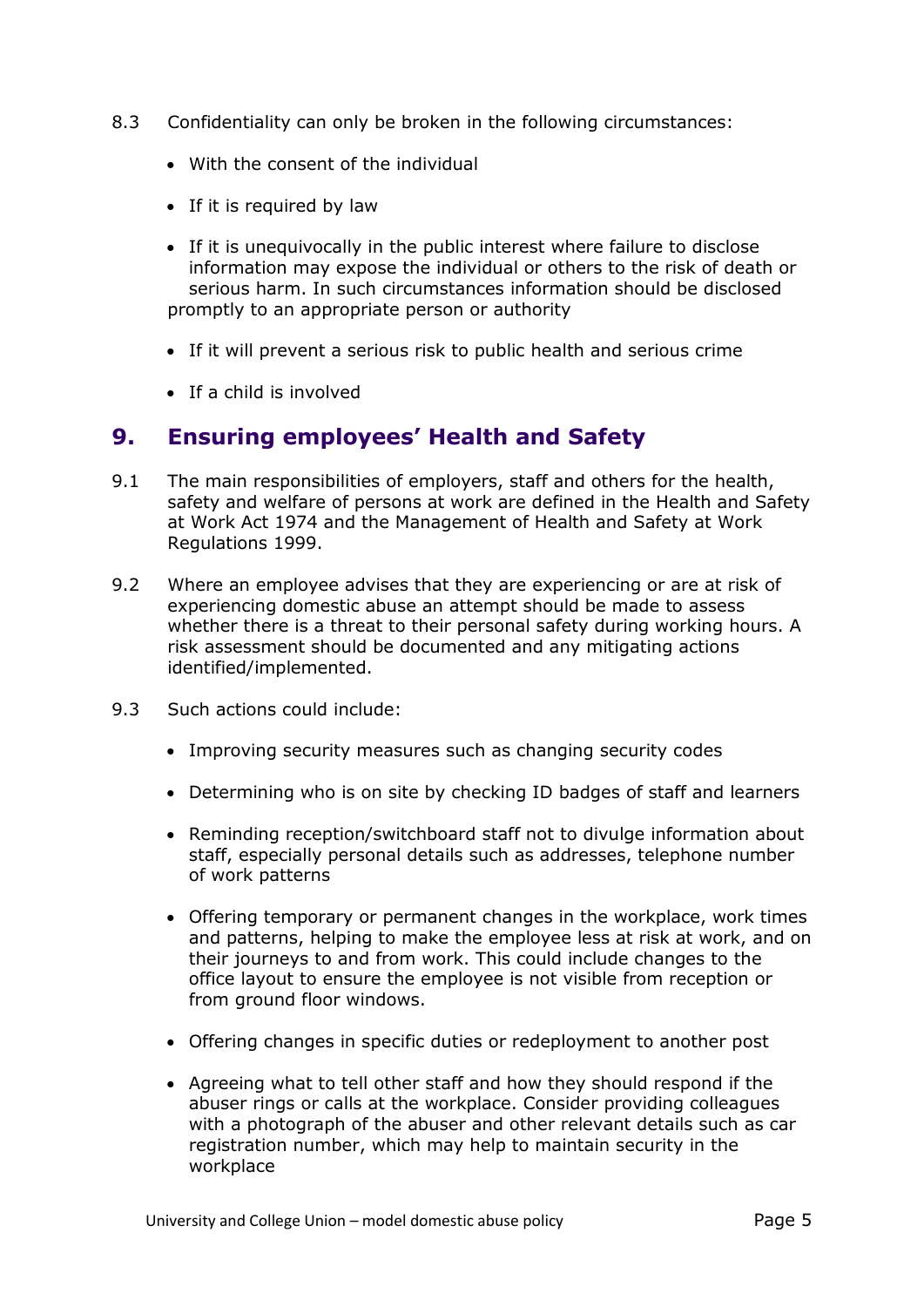8.3 Confidentiality can only be broken in the following circumstances:

- With the consent of the individual
- If it is required by law
- If it is unequivocally in the public interest where failure to disclose information may expose the individual or others to the risk of death or serious harm. In such circumstances information should be disclosed promptly to an appropriate person or authority
- If it will prevent a serious risk to public health and serious crime
- If a child is involved

## 9. Ensuring employees' Health and Safety

9.1 The main responsibilities of employers, staff and others for the health, safety and welfare of persons at work are defined in the Health and Safety at Work Act 1974 and the Management of Health and Safety at Work Regulations 1999.

9.2 Where an employee advises that they are experiencing or are at risk of experiencing domestic abuse an attempt should be made to assess whether there is a threat to their personal safety during working hours. A risk assessment should be documented and any mitigating actions identified/implemented.

9.3 Such actions could include:

- Improving security measures such as changing security codes
- Determining who is on site by checking ID badges of staff and learners
- Reminding reception/switchboard staff not to divulge information about staff, especially personal details such as addresses, telephone number of work patterns
- Offering temporary or permanent changes in the workplace, work times and patterns, helping to make the employee less at risk at work, and on their journeys to and from work. This could include changes to the office layout to ensure the employee is not visible from reception or from ground floor windows.
- Offering changes in specific duties or redeployment to another post
- Agreeing what to tell other staff and how they should respond if the abuser rings or calls at the workplace. Consider providing colleagues with a photograph of the abuser and other relevant details such as car registration number, which may help to maintain security in the workplace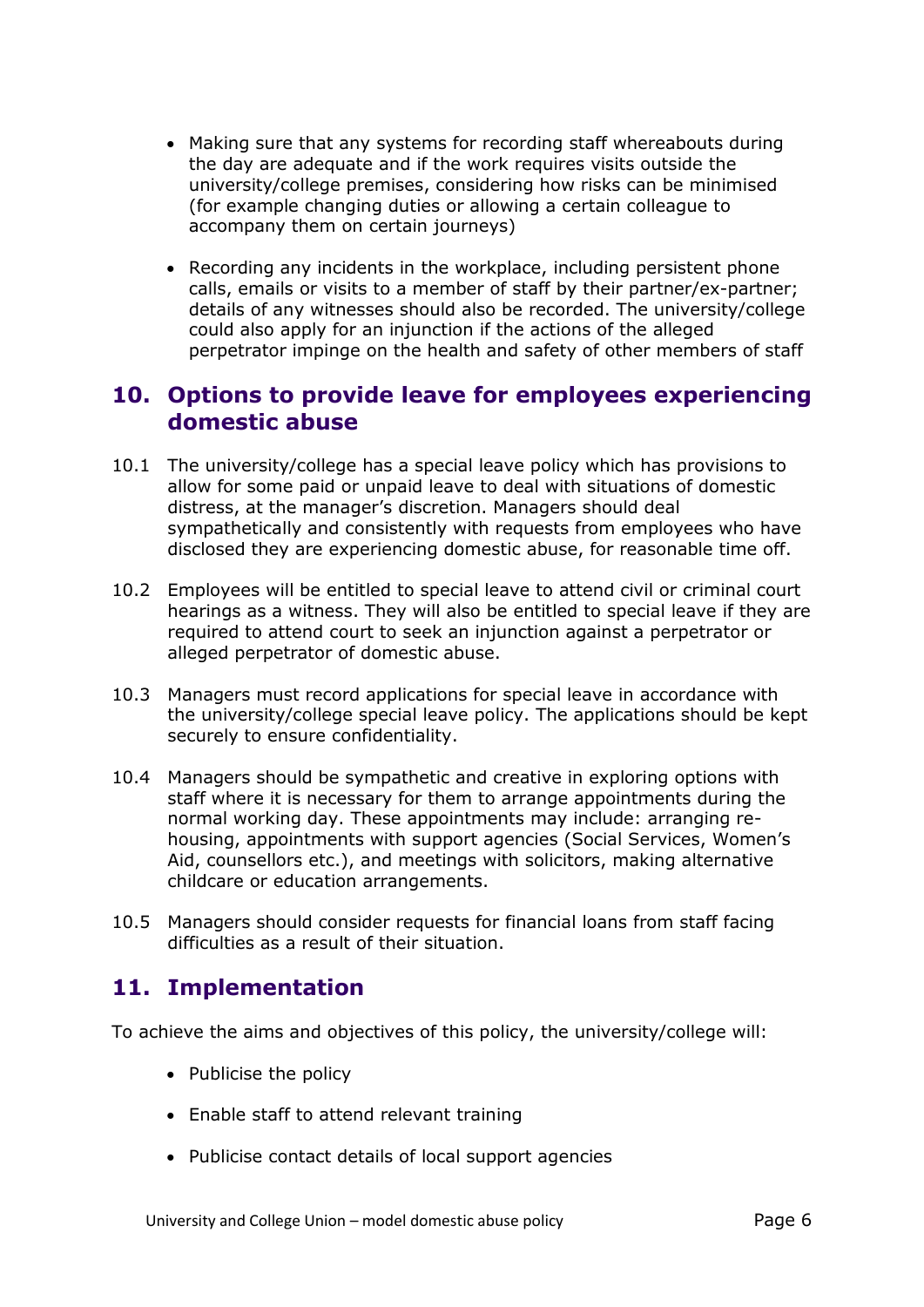- Making sure that any systems for recording staff whereabouts during the day are adequate and if the work requires visits outside the university/college premises, considering how risks can be minimised (for example changing duties or allowing a certain colleague to accompany them on certain journeys)

- Recording any incidents in the workplace, including persistent phone calls, emails or visits to a member of staff by their partner/ex-partner; details of any witnesses should also be recorded. The university/college could also apply for an injunction if the actions of the alleged perpetrator impinge on the health and safety of other members of staff

## 10. Options to provide leave for employees experiencing domestic abuse

10.1 The university/college has a special leave policy which has provisions to allow for some paid or unpaid leave to deal with situations of domestic distress, at the manager's discretion. Managers should deal sympathetically and consistently with requests from employees who have disclosed they are experiencing domestic abuse, for reasonable time off.

10.2 Employees will be entitled to special leave to attend civil or criminal court hearings as a witness. They will also be entitled to special leave if they are required to attend court to seek an injunction against a perpetrator or alleged perpetrator of domestic abuse.

10.3 Managers must record applications for special leave in accordance with the university/college special leave policy. The applications should be kept securely to ensure confidentiality.

10.4 Managers should be sympathetic and creative in exploring options with staff where it is necessary for them to arrange appointments during the normal working day. These appointments may include: arranging re-housing, appointments with support agencies (Social Services, Women's Aid, counsellors etc.), and meetings with solicitors, making alternative childcare or education arrangements.

10.5 Managers should consider requests for financial loans from staff facing difficulties as a result of their situation.

## 11. Implementation

To achieve the aims and objectives of this policy, the university/college will:

- Publicise the policy

- Enable staff to attend relevant training

- Publicise contact details of local support agencies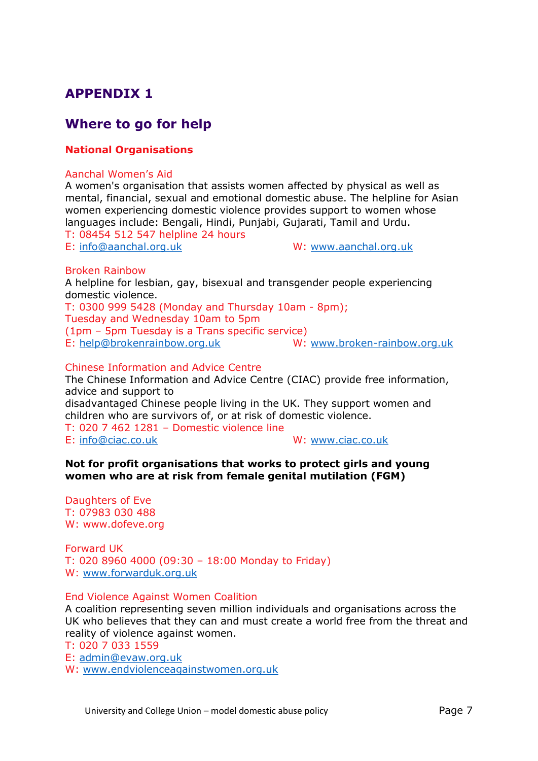# APPENDIX 1

## Where to go for help

### National Organisations

Aanchal Women's Aid
A women's organisation that assists women affected by physical as well as mental, financial, sexual and emotional domestic abuse. The helpline for Asian women experiencing domestic violence provides support to women whose languages include: Bengali, Hindi, Punjabi, Gujarati, Tamil and Urdu.
T: 08454 512 547 helpline 24 hours
E: info@aanchal.org.uk W: www.aanchal.org.uk

Broken Rainbow
A helpline for lesbian, gay, bisexual and transgender people experiencing domestic violence.
T: 0300 999 5428 (Monday and Thursday 10am - 8pm);
Tuesday and Wednesday 10am to 5pm
(1pm – 5pm Tuesday is a Trans specific service)
E: help@brokenrainbow.org.uk W: www.broken-rainbow.org.uk

Chinese Information and Advice Centre
The Chinese Information and Advice Centre (CIAC) provide free information, advice and support to
disadvantaged Chinese people living in the UK. They support women and children who are survivors of, or at risk of domestic violence.
T: 020 7 462 1281 – Domestic violence line
E: info@ciac.co.uk W: www.ciac.co.uk

**Not for profit organisations that works to protect girls and young women who are at risk from female genital mutilation (FGM)**

Daughters of Eve
T: 07983 030 488
W: www.dofeve.org

Forward UK
T: 020 8960 4000 (09:30 – 18:00 Monday to Friday)
W: www.forwarduk.org.uk

End Violence Against Women Coalition
A coalition representing seven million individuals and organisations across the UK who believes that they can and must create a world free from the threat and reality of violence against women.
T: 020 7 033 1559
E: admin@evaw.org.uk
W: www.endviolenceagainstwomen.org.uk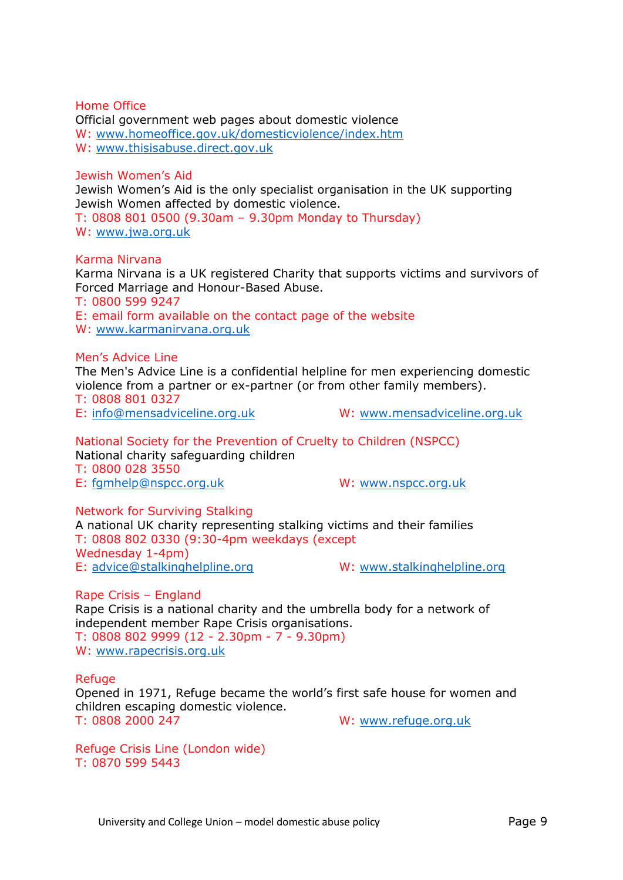Home Office
Official government web pages about domestic violence
W: www.homeoffice.gov.uk/domesticviolence/index.htm
W: www.thisisabuse.direct.gov.uk

Jewish Women's Aid
Jewish Women's Aid is the only specialist organisation in the UK supporting Jewish Women affected by domestic violence.
T: 0808 801 0500 (9.30am – 9.30pm Monday to Thursday)
W: www.jwa.org.uk

Karma Nirvana
Karma Nirvana is a UK registered Charity that supports victims and survivors of Forced Marriage and Honour-Based Abuse.
T: 0800 599 9247
E: email form available on the contact page of the website
W: www.karmanirvana.org.uk

Men's Advice Line
The Men's Advice Line is a confidential helpline for men experiencing domestic violence from a partner or ex-partner (or from other family members).
T: 0808 801 0327
E: info@mensadviceline.org.uk W: www.mensadviceline.org.uk

National Society for the Prevention of Cruelty to Children (NSPCC)
National charity safeguarding children
T: 0800 028 3550
E: fgmhelp@nspcc.org.uk W: www.nspcc.org.uk

Network for Surviving Stalking
A national UK charity representing stalking victims and their families
T: 0808 802 0330 (9:30-4pm weekdays (except Wednesday 1-4pm)
E: advice@stalkinghelpline.org W: www.stalkinghelpline.org

Rape Crisis – England
Rape Crisis is a national charity and the umbrella body for a network of independent member Rape Crisis organisations.
T: 0808 802 9999 (12 - 2.30pm - 7 - 9.30pm)
W: www.rapecrisis.org.uk

Refuge
Opened in 1971, Refuge became the world's first safe house for women and children escaping domestic violence.
T: 0808 2000 247 W: www.refuge.org.uk

Refuge Crisis Line (London wide)
T: 0870 599 5443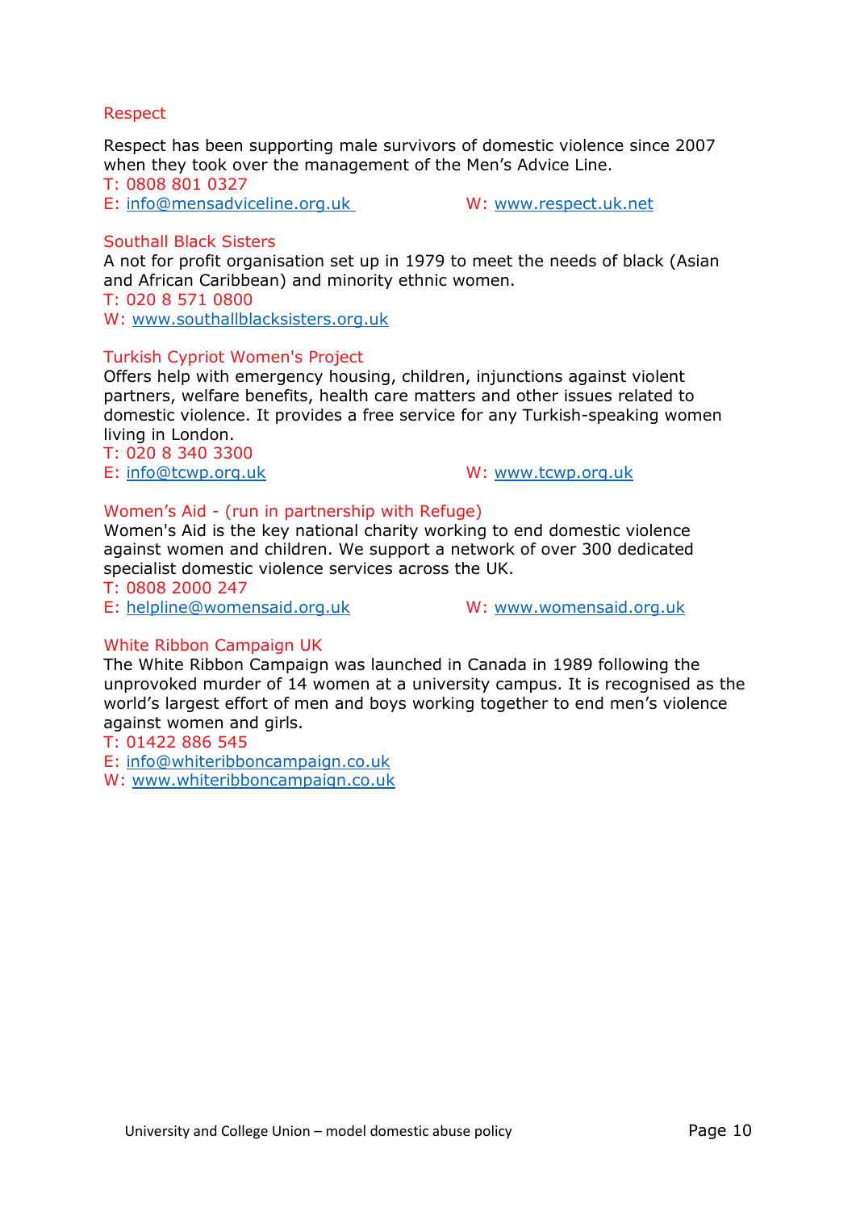### Respect

Respect has been supporting male survivors of domestic violence since 2007 when they took over the management of the Men's Advice Line.

T: 0808 801 0327
E: info@mensadviceline.org.uk W: www.respect.uk.net

### Southall Black Sisters

A not for profit organisation set up in 1979 to meet the needs of black (Asian and African Caribbean) and minority ethnic women.

T: 020 8 571 0800
W: www.southallblacksisters.org.uk

### Turkish Cypriot Women's Project

Offers help with emergency housing, children, injunctions against violent partners, welfare benefits, health care matters and other issues related to domestic violence. It provides a free service for any Turkish-speaking women living in London.

T: 020 8 340 3300
E: info@tcwp.org.uk W: www.tcwp.org.uk

### Women's Aid - (run in partnership with Refuge)

Women's Aid is the key national charity working to end domestic violence against women and children. We support a network of over 300 dedicated specialist domestic violence services across the UK.

T: 0808 2000 247
E: helpline@womensaid.org.uk W: www.womensaid.org.uk

### White Ribbon Campaign UK

The White Ribbon Campaign was launched in Canada in 1989 following the unprovoked murder of 14 women at a university campus. It is recognised as the world's largest effort of men and boys working together to end men's violence against women and girls.

T: 01422 886 545
E: info@whiteribboncampaign.co.uk
W: www.whiteribboncampaign.co.uk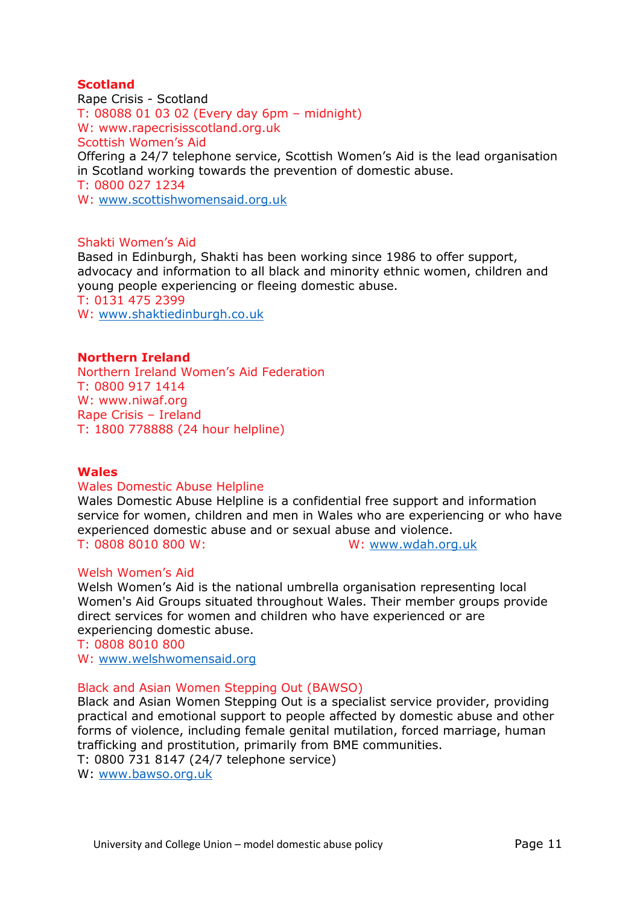## Scotland

Rape Crisis - Scotland
T: 08088 01 03 02 (Every day 6pm – midnight)
W: www.rapecrisisscotland.org.uk

Scottish Women's Aid
Offering a 24/7 telephone service, Scottish Women's Aid is the lead organisation in Scotland working towards the prevention of domestic abuse.
T: 0800 027 1234
W: www.scottishwomensaid.org.uk

Shakti Women's Aid
Based in Edinburgh, Shakti has been working since 1986 to offer support, advocacy and information to all black and minority ethnic women, children and young people experiencing or fleeing domestic abuse.
T: 0131 475 2399
W: www.shaktiedinburgh.co.uk

## Northern Ireland

Northern Ireland Women's Aid Federation
T: 0800 917 1414
W: www.niwaf.org

Rape Crisis – Ireland
T: 1800 778888 (24 hour helpline)

## Wales

Wales Domestic Abuse Helpline
Wales Domestic Abuse Helpline is a confidential free support and information service for women, children and men in Wales who are experiencing or who have experienced domestic abuse and or sexual abuse and violence.
T: 0808 8010 800 W: W: www.wdah.org.uk

Welsh Women's Aid
Welsh Women's Aid is the national umbrella organisation representing local Women's Aid Groups situated throughout Wales. Their member groups provide direct services for women and children who have experienced or are experiencing domestic abuse.
T: 0808 8010 800
W: www.welshwomensaid.org

Black and Asian Women Stepping Out (BAWSO)
Black and Asian Women Stepping Out is a specialist service provider, providing practical and emotional support to people affected by domestic abuse and other forms of violence, including female genital mutilation, forced marriage, human trafficking and prostitution, primarily from BME communities.
T: 0800 731 8147 (24/7 telephone service)
W: www.bawso.org.uk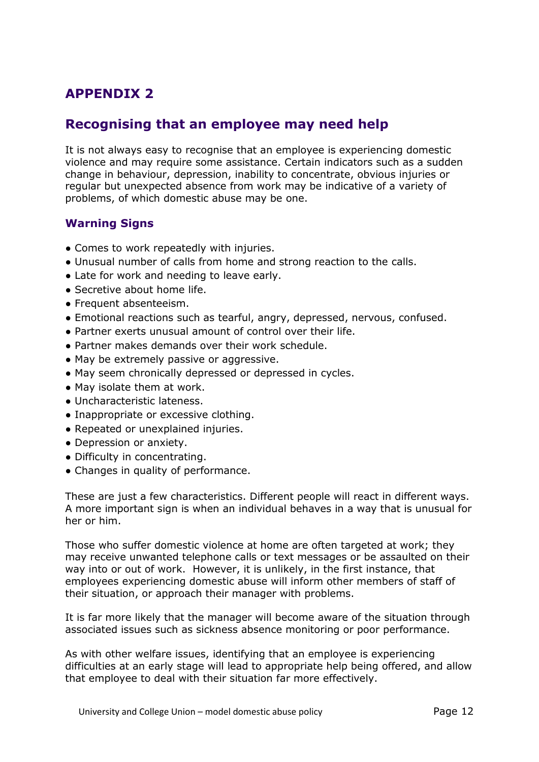# APPENDIX 2

## Recognising that an employee may need help

It is not always easy to recognise that an employee is experiencing domestic violence and may require some assistance. Certain indicators such as a sudden change in behaviour, depression, inability to concentrate, obvious injuries or regular but unexpected absence from work may be indicative of a variety of problems, of which domestic abuse may be one.

### Warning Signs

- Comes to work repeatedly with injuries.
- Unusual number of calls from home and strong reaction to the calls.
- Late for work and needing to leave early.
- Secretive about home life.
- Frequent absenteeism.
- Emotional reactions such as tearful, angry, depressed, nervous, confused.
- Partner exerts unusual amount of control over their life.
- Partner makes demands over their work schedule.
- May be extremely passive or aggressive.
- May seem chronically depressed or depressed in cycles.
- May isolate them at work.
- Uncharacteristic lateness.
- Inappropriate or excessive clothing.
- Repeated or unexplained injuries.
- Depression or anxiety.
- Difficulty in concentrating.
- Changes in quality of performance.

These are just a few characteristics. Different people will react in different ways. A more important sign is when an individual behaves in a way that is unusual for her or him.

Those who suffer domestic violence at home are often targeted at work; they may receive unwanted telephone calls or text messages or be assaulted on their way into or out of work. However, it is unlikely, in the first instance, that employees experiencing domestic abuse will inform other members of staff of their situation, or approach their manager with problems.

It is far more likely that the manager will become aware of the situation through associated issues such as sickness absence monitoring or poor performance.

As with other welfare issues, identifying that an employee is experiencing difficulties at an early stage will lead to appropriate help being offered, and allow that employee to deal with their situation far more effectively.